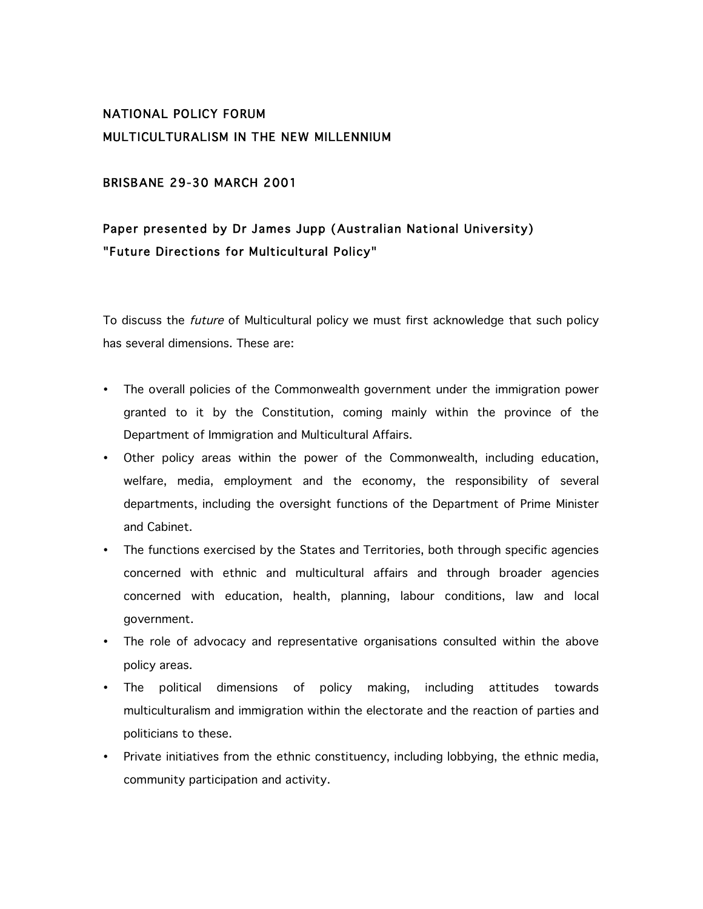# NATIONAL POLICY FORUM

# MULTICULTURALISM IN THE NEW MILLENNIUM

## BRISBANE 29-30 MARCH 2001

## Paper presented by Dr James Jupp (Australian National University) "Future Directions for Multicultural Policy"

To discuss the *future* of Multicultural policy we must first acknowledge that such policy has several dimensions. These are:

- The overall policies of the Commonwealth government under the immigration power granted to it by the Constitution, coming mainly within the province of the Department of Immigration and Multicultural Affairs.
- Other policy areas within the power of the Commonwealth, including education, welfare, media, employment and the economy, the responsibility of several departments, including the oversight functions of the Department of Prime Minister and Cabinet.
- The functions exercised by the States and Territories, both through specific agencies concerned with ethnic and multicultural affairs and through broader agencies concerned with education, health, planning, labour conditions, law and local government.
- The role of advocacy and representative organisations consulted within the above policy areas.
- The political dimensions of policy making, including attitudes towards multiculturalism and immigration within the electorate and the reaction of parties and politicians to these.
- Private initiatives from the ethnic constituency, including lobbying, the ethnic media, community participation and activity.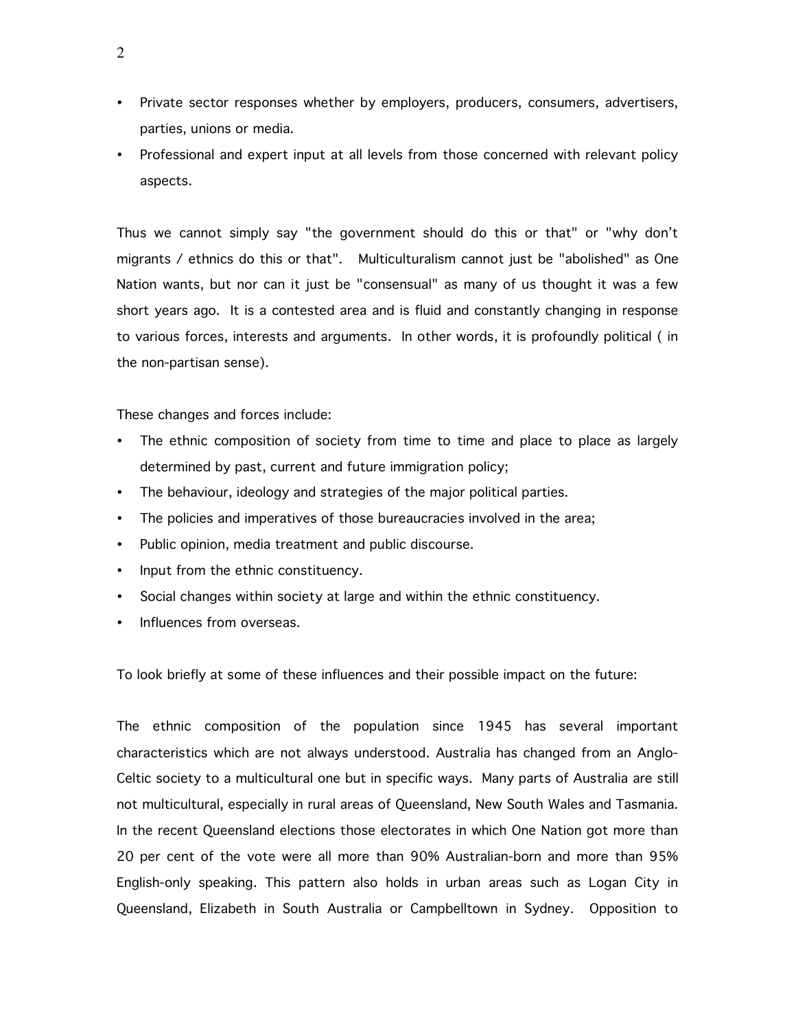- Private sector responses whether by employers, producers, consumers, advertisers, parties, unions or media.
- Professional and expert input at all levels from those concerned with relevant policy aspects.

Thus we cannot simply say "the government should do this or that" or "why don't migrants / ethnics do this or that". Multiculturalism cannot just be "abolished" as One Nation wants, but nor can it just be "consensual" as many of us thought it was a few short years ago. It is a contested area and is fluid and constantly changing in response to various forces, interests and arguments. In other words, it is profoundly political ( in the non-partisan sense).

These changes and forces include:

- The ethnic composition of society from time to time and place to place as largely determined by past, current and future immigration policy;
- The behaviour, ideology and strategies of the major political parties.
- The policies and imperatives of those bureaucracies involved in the area;
- Public opinion, media treatment and public discourse.
- Input from the ethnic constituency.
- Social changes within society at large and within the ethnic constituency.
- Influences from overseas.

To look briefly at some of these influences and their possible impact on the future:

The ethnic composition of the population since 1945 has several important characteristics which are not always understood. Australia has changed from an Anglo-Celtic society to a multicultural one but in specific ways. Many parts of Australia are still not multicultural, especially in rural areas of Queensland, New South Wales and Tasmania. In the recent Queensland elections those electorates in which One Nation got more than 20 per cent of the vote were all more than 90% Australian-born and more than 95% English-only speaking. This pattern also holds in urban areas such as Logan City in Queensland, Elizabeth in South Australia or Campbelltown in Sydney. Opposition to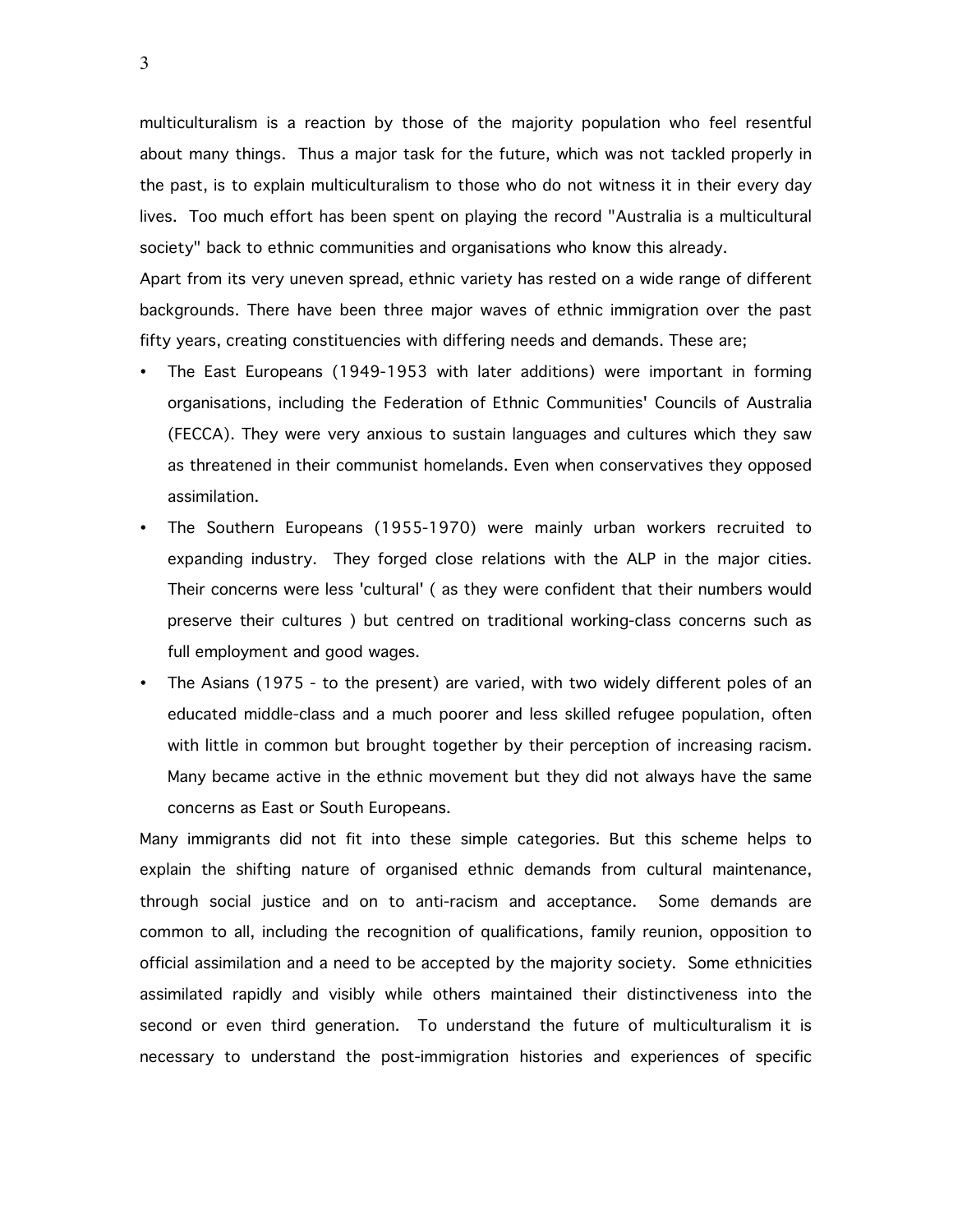multiculturalism is a reaction by those of the majority population who feel resentful about many things. Thus a major task for the future, which was not tackled properly in the past, is to explain multiculturalism to those who do not witness it in their every day lives. Too much effort has been spent on playing the record "Australia is a multicultural society" back to ethnic communities and organisations who know this already.

Apart from its very uneven spread, ethnic variety has rested on a wide range of different backgrounds. There have been three major waves of ethnic immigration over the past fifty years, creating constituencies with differing needs and demands. These are;

- The East Europeans (1949-1953 with later additions) were important in forming organisations, including the Federation of Ethnic Communities' Councils of Australia (FECCA). They were very anxious to sustain languages and cultures which they saw as threatened in their communist homelands. Even when conservatives they opposed assimilation.
- The Southern Europeans (1955-1970) were mainly urban workers recruited to expanding industry. They forged close relations with the ALP in the major cities. Their concerns were less 'cultural' ( as they were confident that their numbers would preserve their cultures ) but centred on traditional working-class concerns such as full employment and good wages.
- The Asians (1975 - to the present) are varied, with two widely different poles of an educated middle-class and a much poorer and less skilled refugee population, often with little in common but brought together by their perception of increasing racism. Many became active in the ethnic movement but they did not always have the same concerns as East or South Europeans.

Many immigrants did not fit into these simple categories. But this scheme helps to explain the shifting nature of organised ethnic demands from cultural maintenance, through social justice and on to anti-racism and acceptance. Some demands are common to all, including the recognition of qualifications, family reunion, opposition to official assimilation and a need to be accepted by the majority society. Some ethnicities assimilated rapidly and visibly while others maintained their distinctiveness into the second or even third generation. To understand the future of multiculturalism it is necessary to understand the post-immigration histories and experiences of specific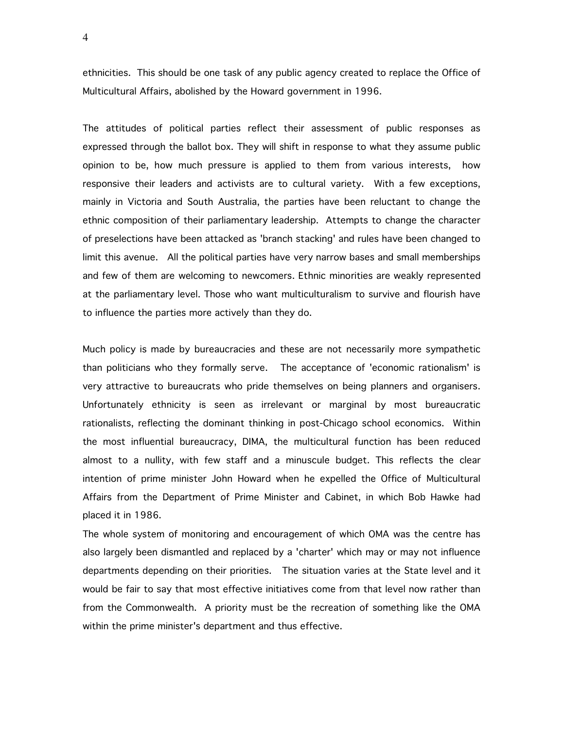ethnicities. This should be one task of any public agency created to replace the Office of Multicultural Affairs, abolished by the Howard government in 1996.

The attitudes of political parties reflect their assessment of public responses as expressed through the ballot box. They will shift in response to what they assume public opinion to be, how much pressure is applied to them from various interests, how responsive their leaders and activists are to cultural variety. With a few exceptions, mainly in Victoria and South Australia, the parties have been reluctant to change the ethnic composition of their parliamentary leadership. Attempts to change the character of preselections have been attacked as 'branch stacking' and rules have been changed to limit this avenue. All the political parties have very narrow bases and small memberships and few of them are welcoming to newcomers. Ethnic minorities are weakly represented at the parliamentary level. Those who want multiculturalism to survive and flourish have to influence the parties more actively than they do.

Much policy is made by bureaucracies and these are not necessarily more sympathetic than politicians who they formally serve. The acceptance of 'economic rationalism' is very attractive to bureaucrats who pride themselves on being planners and organisers. Unfortunately ethnicity is seen as irrelevant or marginal by most bureaucratic rationalists, reflecting the dominant thinking in post-Chicago school economics. Within the most influential bureaucracy, DIMA, the multicultural function has been reduced almost to a nullity, with few staff and a minuscule budget. This reflects the clear intention of prime minister John Howard when he expelled the Office of Multicultural Affairs from the Department of Prime Minister and Cabinet, in which Bob Hawke had placed it in 1986.

The whole system of monitoring and encouragement of which OMA was the centre has also largely been dismantled and replaced by a 'charter' which may or may not influence departments depending on their priorities. The situation varies at the State level and it would be fair to say that most effective initiatives come from that level now rather than from the Commonwealth. A priority must be the recreation of something like the OMA within the prime minister's department and thus effective.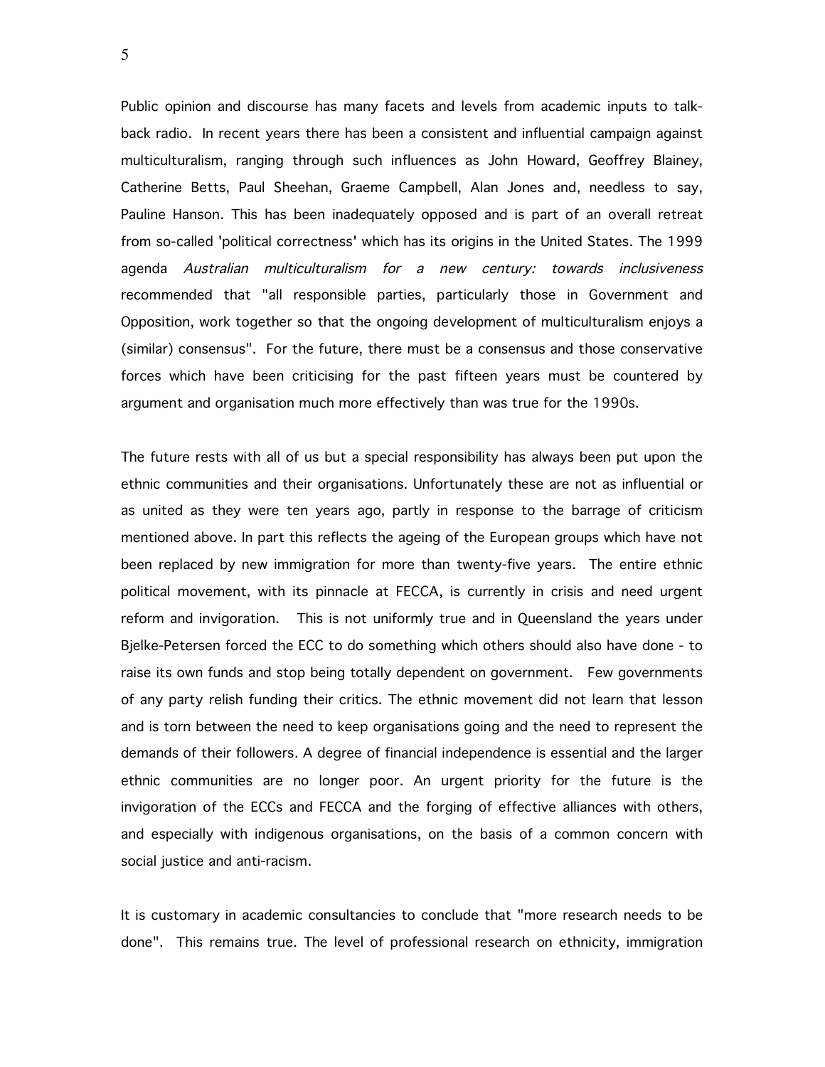Public opinion and discourse has many facets and levels from academic inputs to talk-back radio. In recent years there has been a consistent and influential campaign against multiculturalism, ranging through such influences as John Howard, Geoffrey Blainey, Catherine Betts, Paul Sheehan, Graeme Campbell, Alan Jones and, needless to say, Pauline Hanson. This has been inadequately opposed and is part of an overall retreat from so-called 'political correctness' which has its origins in the United States. The 1999 agenda *Australian multiculturalism for a new century: towards inclusiveness* recommended that "all responsible parties, particularly those in Government and Opposition, work together so that the ongoing development of multiculturalism enjoys a (similar) consensus". For the future, there must be a consensus and those conservative forces which have been criticising for the past fifteen years must be countered by argument and organisation much more effectively than was true for the 1990s.

The future rests with all of us but a special responsibility has always been put upon the ethnic communities and their organisations. Unfortunately these are not as influential or as united as they were ten years ago, partly in response to the barrage of criticism mentioned above. In part this reflects the ageing of the European groups which have not been replaced by new immigration for more than twenty-five years. The entire ethnic political movement, with its pinnacle at FECCA, is currently in crisis and need urgent reform and invigoration. This is not uniformly true and in Queensland the years under Bjelke-Petersen forced the ECC to do something which others should also have done - to raise its own funds and stop being totally dependent on government. Few governments of any party relish funding their critics. The ethnic movement did not learn that lesson and is torn between the need to keep organisations going and the need to represent the demands of their followers. A degree of financial independence is essential and the larger ethnic communities are no longer poor. An urgent priority for the future is the invigoration of the ECCs and FECCA and the forging of effective alliances with others, and especially with indigenous organisations, on the basis of a common concern with social justice and anti-racism.

It is customary in academic consultancies to conclude that "more research needs to be done". This remains true. The level of professional research on ethnicity, immigration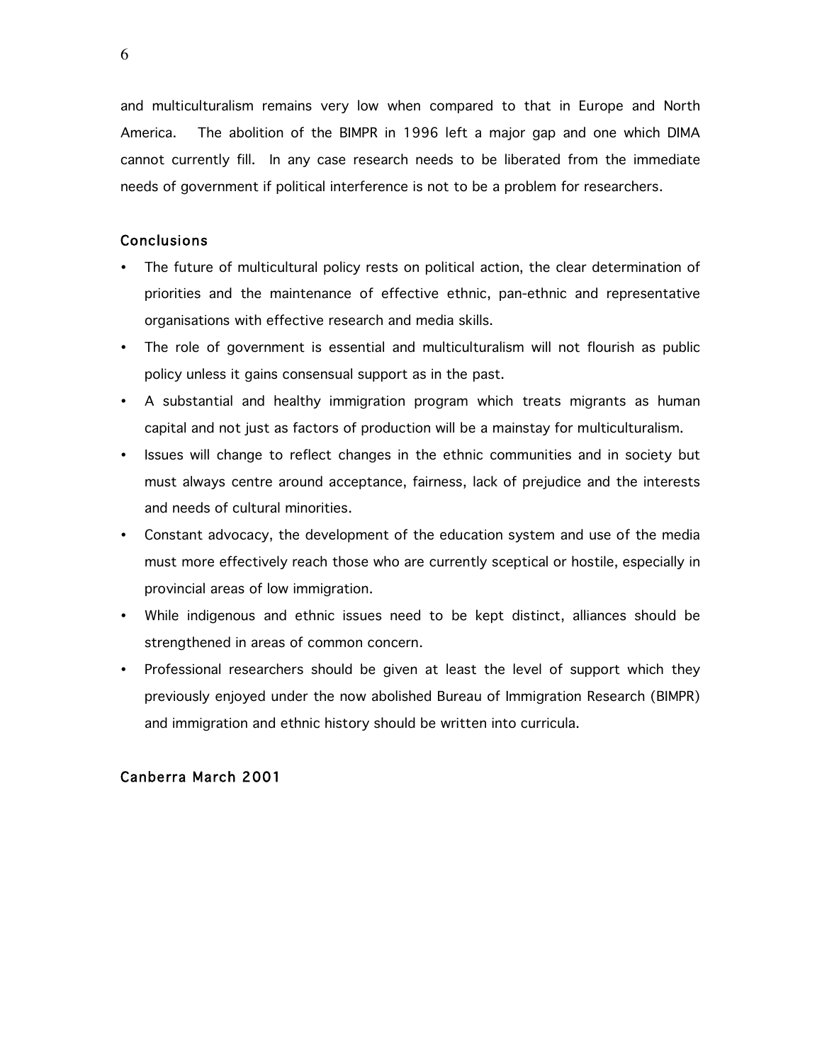and multiculturalism remains very low when compared to that in Europe and North America. The abolition of the BIMPR in 1996 left a major gap and one which DIMA cannot currently fill. In any case research needs to be liberated from the immediate needs of government if political interference is not to be a problem for researchers.

## Conclusions

- The future of multicultural policy rests on political action, the clear determination of priorities and the maintenance of effective ethnic, pan-ethnic and representative organisations with effective research and media skills.
- The role of government is essential and multiculturalism will not flourish as public policy unless it gains consensual support as in the past.
- A substantial and healthy immigration program which treats migrants as human capital and not just as factors of production will be a mainstay for multiculturalism.
- Issues will change to reflect changes in the ethnic communities and in society but must always centre around acceptance, fairness, lack of prejudice and the interests and needs of cultural minorities.
- Constant advocacy, the development of the education system and use of the media must more effectively reach those who are currently sceptical or hostile, especially in provincial areas of low immigration.
- While indigenous and ethnic issues need to be kept distinct, alliances should be strengthened in areas of common concern.
- Professional researchers should be given at least the level of support which they previously enjoyed under the now abolished Bureau of Immigration Research (BIMPR) and immigration and ethnic history should be written into curricula.

Canberra March 2001